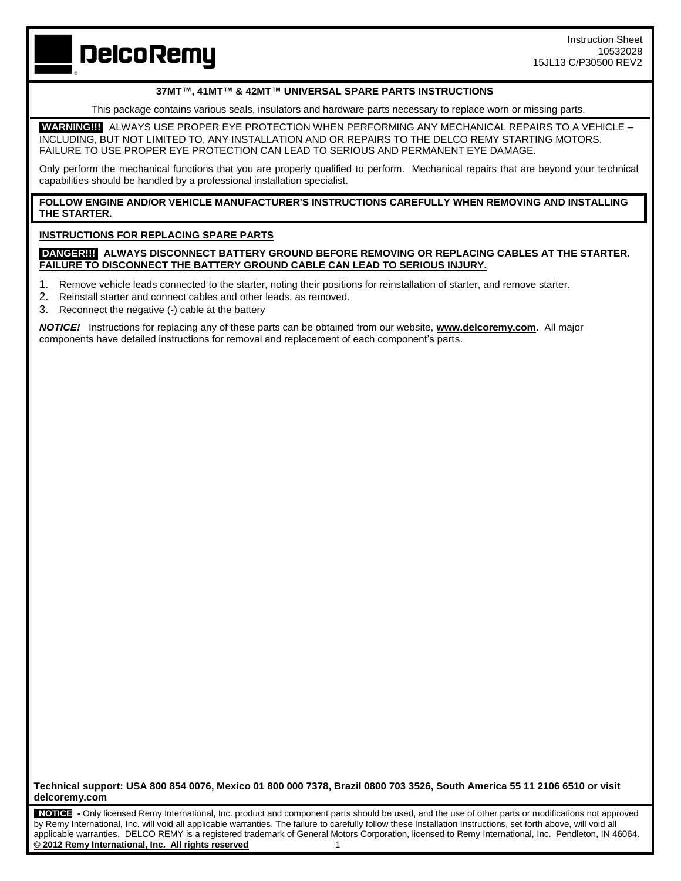**DelcoRemy**

Instruction Sheet
10532028
15JL13 C/P30500 REV2

## 37MT™, 41MT™ & 42MT™ UNIVERSAL SPARE PARTS INSTRUCTIONS

This package contains various seals, insulators and hardware parts necessary to replace worn or missing parts.

**WARNING!!!** ALWAYS USE PROPER EYE PROTECTION WHEN PERFORMING ANY MECHANICAL REPAIRS TO A VEHICLE – INCLUDING, BUT NOT LIMITED TO, ANY INSTALLATION AND OR REPAIRS TO THE DELCO REMY STARTING MOTORS. FAILURE TO USE PROPER EYE PROTECTION CAN LEAD TO SERIOUS AND PERMANENT EYE DAMAGE.

Only perform the mechanical functions that you are properly qualified to perform. Mechanical repairs that are beyond your technical capabilities should be handled by a professional installation specialist.

**FOLLOW ENGINE AND/OR VEHICLE MANUFACTURER'S INSTRUCTIONS CAREFULLY WHEN REMOVING AND INSTALLING THE STARTER.**

### INSTRUCTIONS FOR REPLACING SPARE PARTS

**DANGER!!! ALWAYS DISCONNECT BATTERY GROUND BEFORE REMOVING OR REPLACING CABLES AT THE STARTER. FAILURE TO DISCONNECT THE BATTERY GROUND CABLE CAN LEAD TO SERIOUS INJURY.**

1. Remove vehicle leads connected to the starter, noting their positions for reinstallation of starter, and remove starter.
2. Reinstall starter and connect cables and other leads, as removed.
3. Reconnect the negative (-) cable at the battery

***NOTICE!*** Instructions for replacing any of these parts can be obtained from our website, **www.delcoremy.com.** All major components have detailed instructions for removal and replacement of each component's parts.

**Technical support: USA 800 854 0076, Mexico 01 800 000 7378, Brazil 0800 703 3526, South America 55 11 2106 6510 or visit delcoremy.com**

**NOTICE -** Only licensed Remy International, Inc. product and component parts should be used, and the use of other parts or modifications not approved by Remy International, Inc. will void all applicable warranties. The failure to carefully follow these Installation Instructions, set forth above, will void all applicable warranties. DELCO REMY is a registered trademark of General Motors Corporation, licensed to Remy International, Inc. Pendleton, IN 46064.
**© 2012 Remy International, Inc. All rights reserved**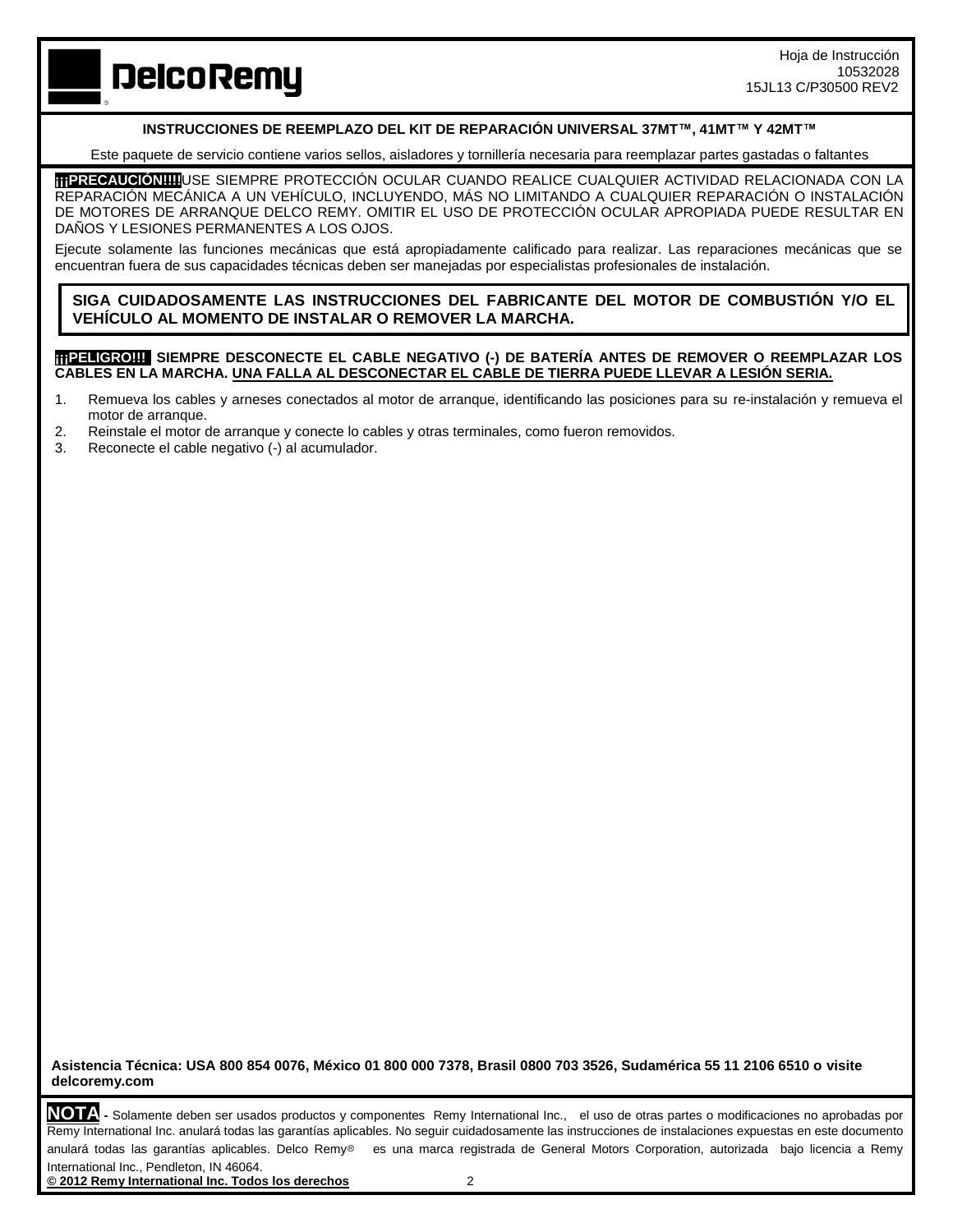**DelcoRemy**

Hoja de Instrucción
10532028
15JL13 C/P30500 REV2

**INSTRUCCIONES DE REEMPLAZO DEL KIT DE REPARACIÓN UNIVERSAL 37MT™, 41MT™ Y 42MT™**

Este paquete de servicio contiene varios sellos, aisladores y tornillería necesaria para reemplazar partes gastadas o faltantes

**¡¡¡PRECAUCIÓN!!!!** USE SIEMPRE PROTECCIÓN OCULAR CUANDO REALICE CUALQUIER ACTIVIDAD RELACIONADA CON LA REPARACIÓN MECÁNICA A UN VEHÍCULO, INCLUYENDO, MÁS NO LIMITANDO A CUALQUIER REPARACIÓN O INSTALACIÓN DE MOTORES DE ARRANQUE DELCO REMY. OMITIR EL USO DE PROTECCIÓN OCULAR APROPIADA PUEDE RESULTAR EN DAÑOS Y LESIONES PERMANENTES A LOS OJOS.

Ejecute solamente las funciones mecánicas que está apropiadamente calificado para realizar. Las reparaciones mecánicas que se encuentran fuera de sus capacidades técnicas deben ser manejadas por especialistas profesionales de instalación.

**SIGA CUIDADOSAMENTE LAS INSTRUCCIONES DEL FABRICANTE DEL MOTOR DE COMBUSTIÓN Y/O EL VEHÍCULO AL MOMENTO DE INSTALAR O REMOVER LA MARCHA.**

**¡¡¡PELIGRO!!! SIEMPRE DESCONECTE EL CABLE NEGATIVO (-) DE BATERÍA ANTES DE REMOVER O REEMPLAZAR LOS CABLES EN LA MARCHA. <u>UNA FALLA AL DESCONECTAR EL CABLE DE TIERRA PUEDE LLEVAR A LESIÓN SERIA.</u>**

1. Remueva los cables y arneses conectados al motor de arranque, identificando las posiciones para su re-instalación y remueva el motor de arranque.
2. Reinstale el motor de arranque y conecte lo cables y otras terminales, como fueron removidos.
3. Reconecte el cable negativo (-) al acumulador.

**Asistencia Técnica: USA 800 854 0076, México 01 800 000 7378, Brasil 0800 703 3526, Sudamérica 55 11 2106 6510 o visite delcoremy.com**

**NOTA** - Solamente deben ser usados productos y componentes Remy International Inc., el uso de otras partes o modificaciones no aprobadas por Remy International Inc. anulará todas las garantías aplicables. No seguir cuidadosamente las instrucciones de instalaciones expuestas en este documento anulará todas las garantías aplicables. Delco Remy® es una marca registrada de General Motors Corporation, autorizada bajo licencia a Remy International Inc., Pendleton, IN 46064.

**<u>© 2012 Remy International Inc. Todos los derechos</u>**